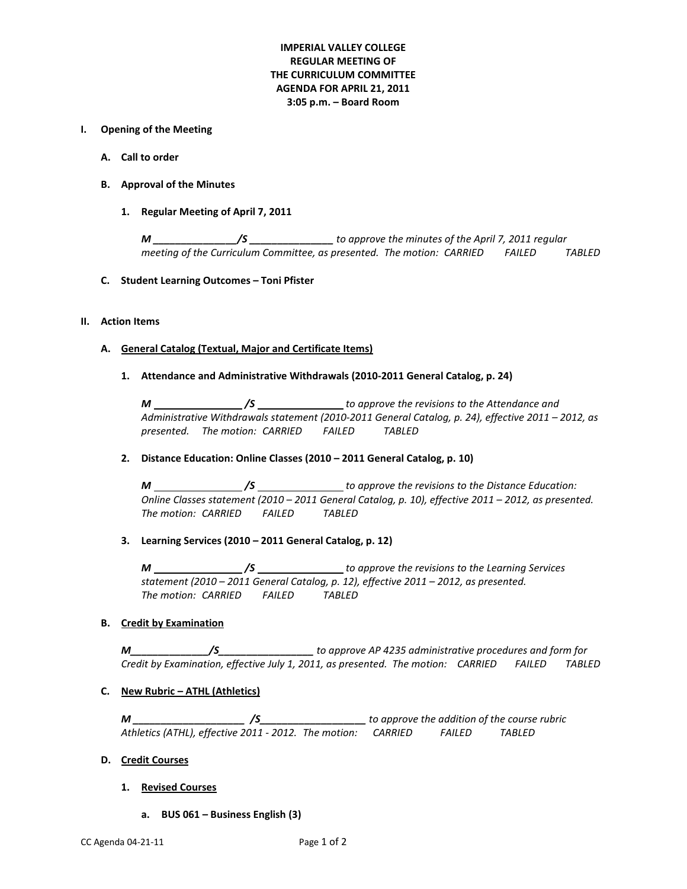**IMPERIAL VALLEY COLLEGE**
**REGULAR MEETING OF**
**THE CURRICULUM COMMITTEE**
**AGENDA FOR APRIL 21, 2011**
**3:05 p.m. – Board Room**

**I. Opening of the Meeting**

**A. Call to order**

**B. Approval of the Minutes**

**1. Regular Meeting of April 7, 2011**

***M _______________/S _______________*** *to approve the minutes of the April 7, 2011 regular meeting of the Curriculum Committee, as presented. The motion: CARRIED FAILED TABLED*

**C. Student Learning Outcomes – Toni Pfister**

**II. Action Items**

**A. General Catalog (Textual, Major and Certificate Items)**

**1. Attendance and Administrative Withdrawals (2010-2011 General Catalog, p. 24)**

***M _______________/S _______________*** *to approve the revisions to the Attendance and Administrative Withdrawals statement (2010-2011 General Catalog, p. 24), effective 2011 – 2012, as presented. The motion: CARRIED FAILED TABLED*

**2. Distance Education: Online Classes (2010 – 2011 General Catalog, p. 10)**

***M _______________/S _______________*** *to approve the revisions to the Distance Education: Online Classes statement (2010 – 2011 General Catalog, p. 10), effective 2011 – 2012, as presented. The motion: CARRIED FAILED TABLED*

**3. Learning Services (2010 – 2011 General Catalog, p. 12)**

***M _______________/S _______________*** *to approve the revisions to the Learning Services statement (2010 – 2011 General Catalog, p. 12), effective 2011 – 2012, as presented. The motion: CARRIED FAILED TABLED*

**B. Credit by Examination**

***M_____________/S________________*** *to approve AP 4235 administrative procedures and form for Credit by Examination, effective July 1, 2011, as presented. The motion: CARRIED FAILED TABLED*

**C. New Rubric – ATHL (Athletics)**

***M ____________________ /S__________________*** *to approve the addition of the course rubric Athletics (ATHL), effective 2011 - 2012. The motion: CARRIED FAILED TABLED*

**D. Credit Courses**

**1. Revised Courses**

**a. BUS 061 – Business English (3)**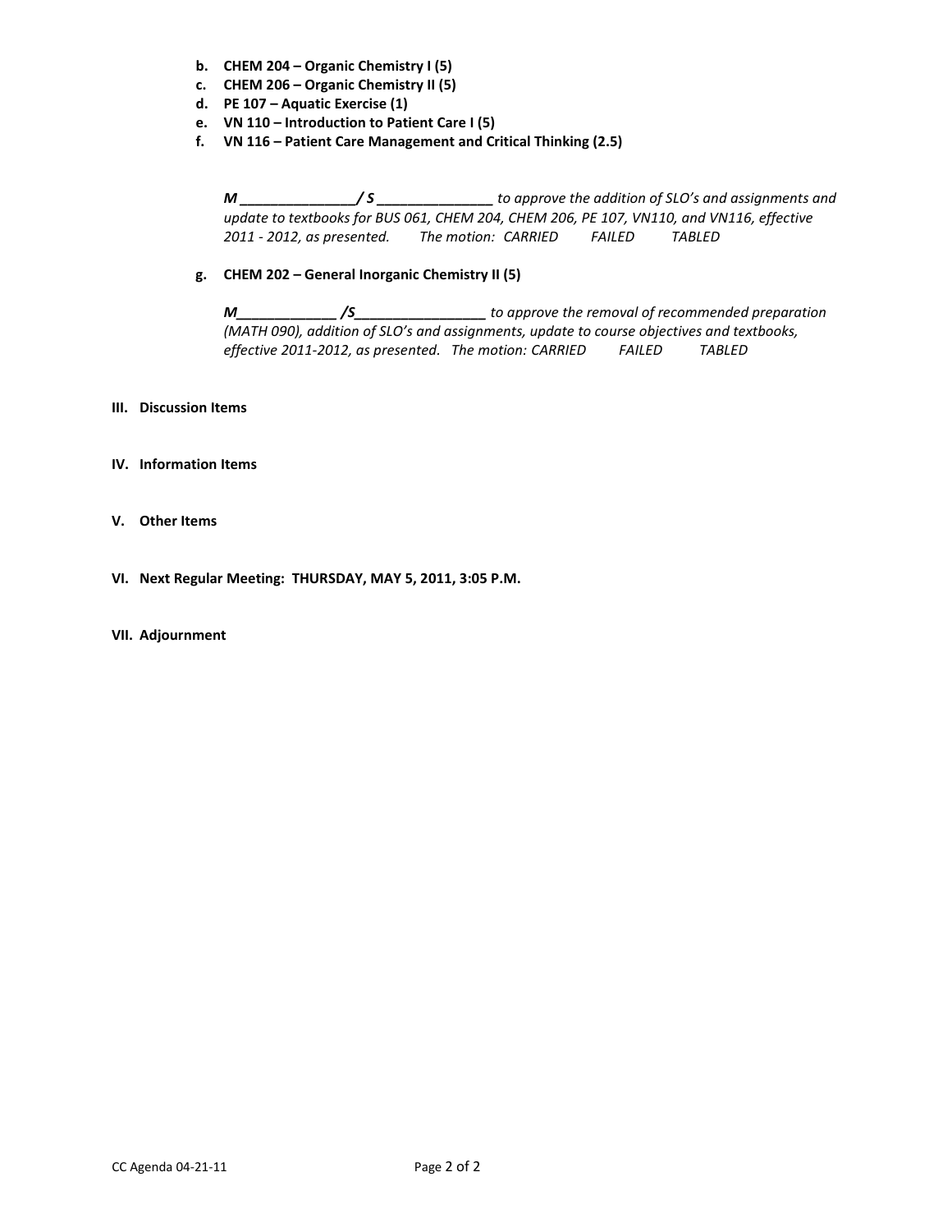b. **CHEM 204 – Organic Chemistry I (5)**
c. **CHEM 206 – Organic Chemistry II (5)**
d. **PE 107 – Aquatic Exercise (1)**
e. **VN 110 – Introduction to Patient Care I (5)**
f. **VN 116 – Patient Care Management and Critical Thinking (2.5)**

***M _______________/ S _______________*** *to approve the addition of SLO's and assignments and update to textbooks for BUS 061, CHEM 204, CHEM 206, PE 107, VN110, and VN116, effective 2011 - 2012, as presented. The motion: CARRIED FAILED TABLED*

g. **CHEM 202 – General Inorganic Chemistry II (5)**

***M_____________ /S_________________*** *to approve the removal of recommended preparation (MATH 090), addition of SLO's and assignments, update to course objectives and textbooks, effective 2011-2012, as presented. The motion: CARRIED FAILED TABLED*

**III. Discussion Items**

**IV. Information Items**

**V. Other Items**

**VI. Next Regular Meeting: THURSDAY, MAY 5, 2011, 3:05 P.M.**

**VII. Adjournment**

CC Agenda 04-21-11